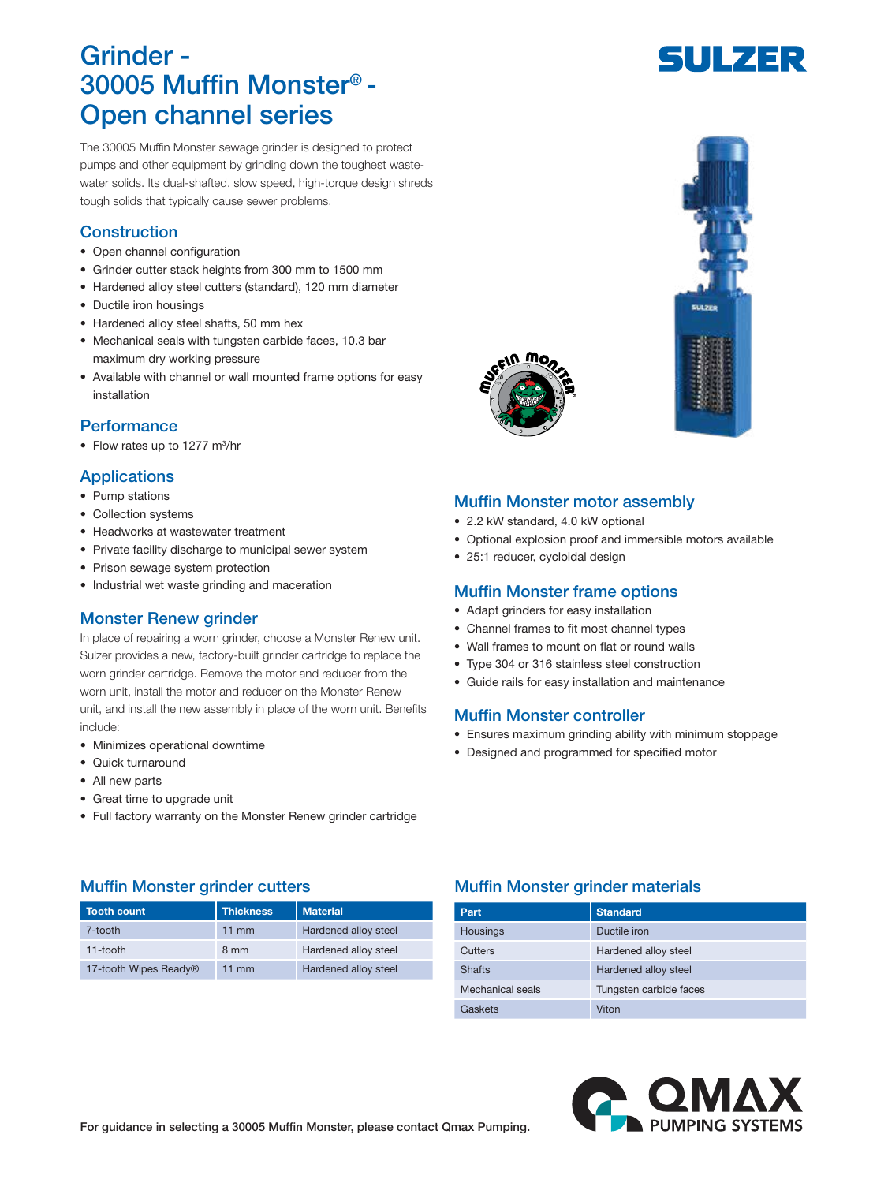# Grinder - 30005 Muffin Monster® - Open channel series

The 30005 Muffin Monster sewage grinder is designed to protect pumps and other equipment by grinding down the toughest wastewater solids. Its dual-shafted, slow speed, high-torque design shreds tough solids that typically cause sewer problems.

## Construction

- Open channel configuration
- Grinder cutter stack heights from 300 mm to 1500 mm
- Hardened alloy steel cutters (standard), 120 mm diameter
- Ductile iron housings
- Hardened alloy steel shafts, 50 mm hex
- Mechanical seals with tungsten carbide faces, 10.3 bar maximum dry working pressure
- Available with channel or wall mounted frame options for easy installation

## Performance

- Flow rates up to 1277 m³/hr

## Applications

- Pump stations
- Collection systems
- Headworks at wastewater treatment
- Private facility discharge to municipal sewer system
- Prison sewage system protection
- Industrial wet waste grinding and maceration

## Monster Renew grinder

In place of repairing a worn grinder, choose a Monster Renew unit. Sulzer provides a new, factory-built grinder cartridge to replace the worn grinder cartridge. Remove the motor and reducer from the worn unit, install the motor and reducer on the Monster Renew unit, and install the new assembly in place of the worn unit. Benefits include:

- Minimizes operational downtime
- Quick turnaround
- All new parts
- Great time to upgrade unit
- Full factory warranty on the Monster Renew grinder cartridge

## Muffin Monster motor assembly

- 2.2 kW standard, 4.0 kW optional
- Optional explosion proof and immersible motors available
- 25:1 reducer, cycloidal design

## Muffin Monster frame options

- Adapt grinders for easy installation
- Channel frames to fit most channel types
- Wall frames to mount on flat or round walls
- Type 304 or 316 stainless steel construction
- Guide rails for easy installation and maintenance

## Muffin Monster controller

- Ensures maximum grinding ability with minimum stoppage
- Designed and programmed for specified motor

## Muffin Monster grinder cutters

| Tooth count | Thickness | Material |
|---|---|---|
| 7-tooth | 11 mm | Hardened alloy steel |
| 11-tooth | 8 mm | Hardened alloy steel |
| 17-tooth Wipes Ready® | 11 mm | Hardened alloy steel |

## Muffin Monster grinder materials

| Part | Standard |
|---|---|
| Housings | Ductile iron |
| Cutters | Hardened alloy steel |
| Shafts | Hardened alloy steel |
| Mechanical seals | Tungsten carbide faces |
| Gaskets | Viton |

**For guidance in selecting a 30005 Muffin Monster, please contact Qmax Pumping.**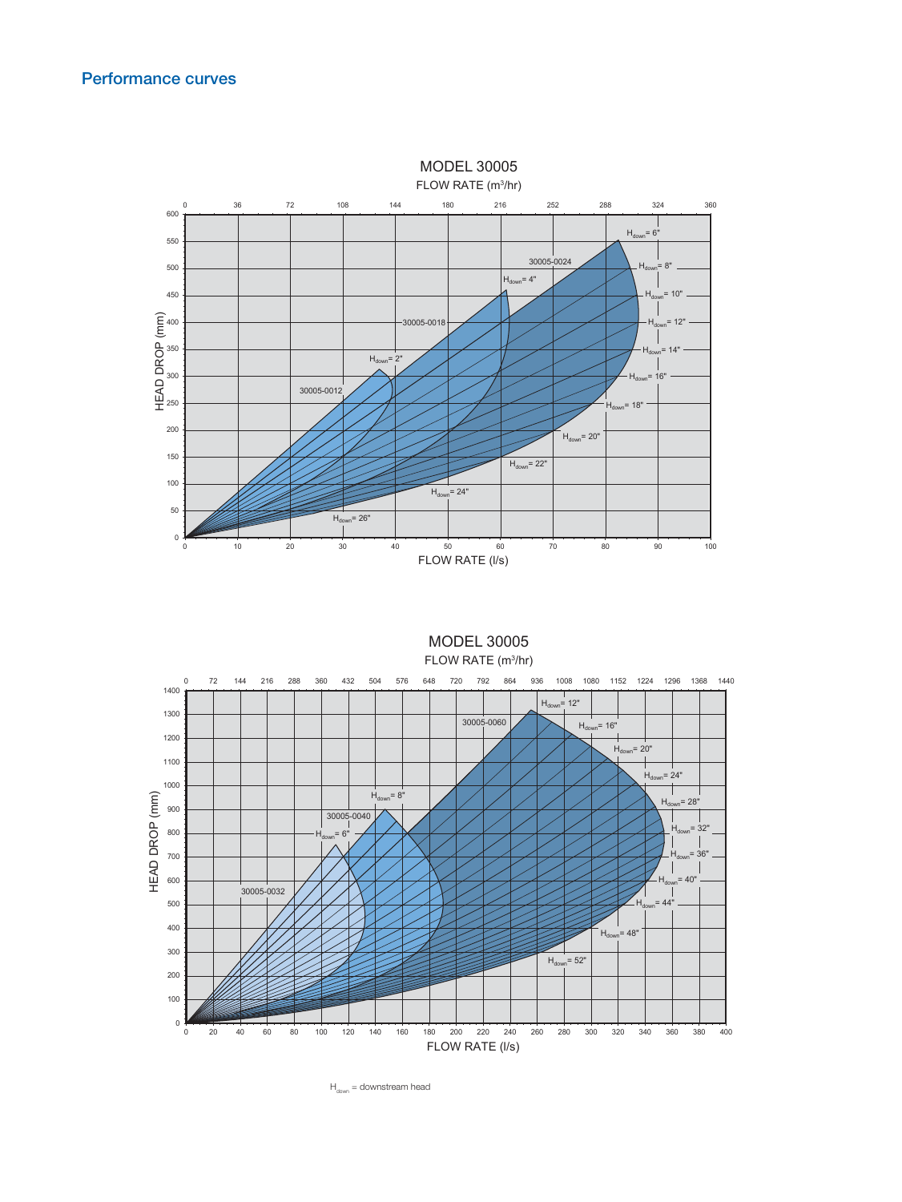## Performance curves

MODEL 30005

FLOW RATE ($m^3/hr$)

HEAD DROP (mm)

FLOW RATE (l/s)

30005-0012, 30005-0018, 30005-0024

$H_{down}$ = 2", $H_{down}$ = 4", $H_{down}$ = 6", $H_{down}$ = 8", $H_{down}$ = 10", $H_{down}$ = 12", $H_{down}$ = 14", $H_{down}$ = 16", $H_{down}$ = 18", $H_{down}$ = 20", $H_{down}$ = 22", $H_{down}$ = 24", $H_{down}$ = 26"

MODEL 30005

FLOW RATE ($m^3/hr$)

HEAD DROP (mm)

FLOW RATE (l/s)

30005-0032, 30005-0040, 30005-0060

$H_{down}$ = 6", $H_{down}$ = 8", $H_{down}$ = 12", $H_{down}$ = 16", $H_{down}$ = 20", $H_{down}$ = 24", $H_{down}$ = 28", $H_{down}$ = 32", $H_{down}$ = 36", $H_{down}$ = 40", $H_{down}$ = 44", $H_{down}$ = 48", $H_{down}$ = 52"

$H_{down}$ = downstream head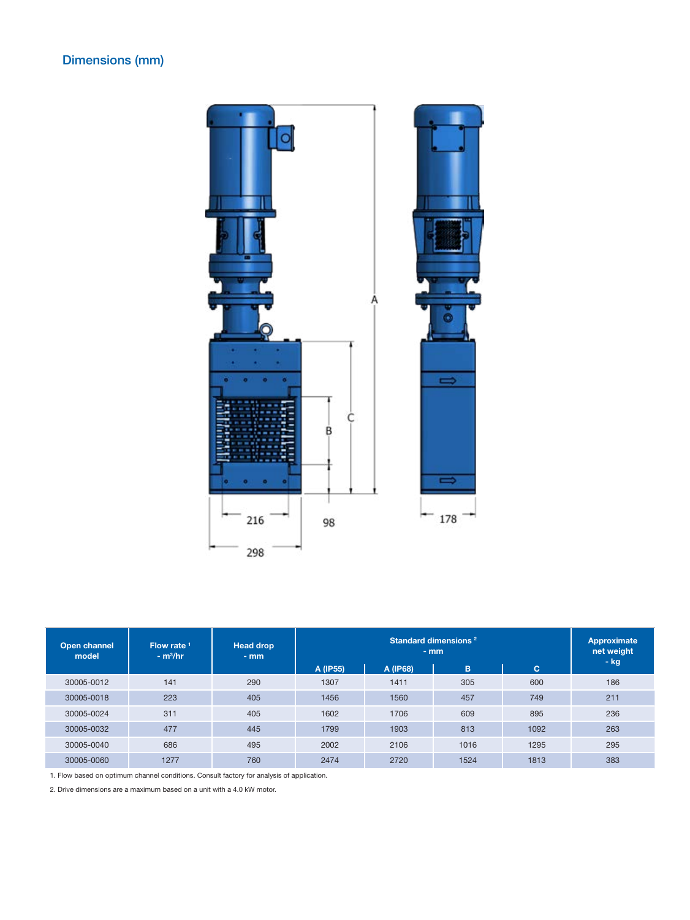## Dimensions (mm)

| Open channel model | Flow rate [1] - $m^3$/hr | Head drop - mm | Standard dimensions [2] - mm | | | | Approximate net weight - kg |
|---|---|---|---|---|---|---|---|
| | | | A (IP55) | A (IP68) | B | C | |
| 30005-0012 | 141 | 290 | 1307 | 1411 | 305 | 600 | 186 |
| 30005-0018 | 223 | 405 | 1456 | 1560 | 457 | 749 | 211 |
| 30005-0024 | 311 | 405 | 1602 | 1706 | 609 | 895 | 236 |
| 30005-0032 | 477 | 445 | 1799 | 1903 | 813 | 1092 | 263 |
| 30005-0040 | 686 | 495 | 2002 | 2106 | 1016 | 1295 | 295 |
| 30005-0060 | 1277 | 760 | 2474 | 2720 | 1524 | 1813 | 383 |

1. Flow based on optimum channel conditions. Consult factory for analysis of application.

2. Drive dimensions are a maximum based on a unit with a 4.0 kW motor.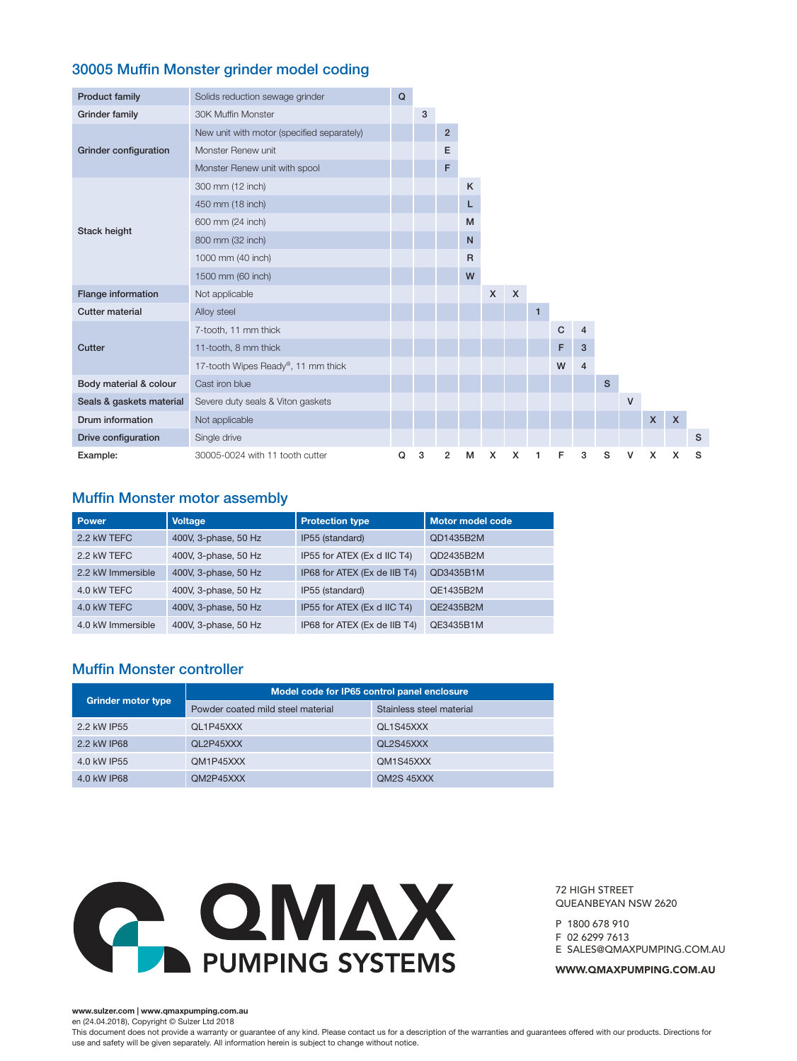## 30005 Muffin Monster grinder model coding

| | | | | | | | | | | | | | | | |
|---|---|---|---|---|---|---|---|---|---|---|---|---|---|---|---|
| Product family | Solids reduction sewage grinder | Q | | | | | | | | | | | | | |
| Grinder family | 30K Muffin Monster | | 3 | | | | | | | | | | | | |
| Grinder configuration | New unit with motor (specified separately) | | | 2 | | | | | | | | | | | |
| | Monster Renew unit | | | E | | | | | | | | | | | |
| | Monster Renew unit with spool | | | F | | | | | | | | | | | |
| Stack height | 300 mm (12 inch) | | | | K | | | | | | | | | | |
| | 450 mm (18 inch) | | | | L | | | | | | | | | | |
| | 600 mm (24 inch) | | | | M | | | | | | | | | | |
| | 800 mm (32 inch) | | | | N | | | | | | | | | | |
| | 1000 mm (40 inch) | | | | R | | | | | | | | | | |
| | 1500 mm (60 inch) | | | | W | | | | | | | | | | |
| Flange information | Not applicable | | | | | X | X | | | | | | | | |
| Cutter material | Alloy steel | | | | | | | 1 | | | | | | | |
| Cutter | 7-tooth, 11 mm thick | | | | | | | | C | 4 | | | | | |
| | 11-tooth, 8 mm thick | | | | | | | | F | 3 | | | | | |
| | 17-tooth Wipes Ready®, 11 mm thick | | | | | | | | W | 4 | | | | | |
| Body material & colour | Cast iron blue | | | | | | | | | | S | | | | |
| Seals & gaskets material | Severe duty seals & Viton gaskets | | | | | | | | | | | V | | | |
| Drum information | Not applicable | | | | | | | | | | | | X | X | |
| Drive configuration | Single drive | | | | | | | | | | | | | | S |
| Example: | 30005-0024 with 11 tooth cutter | Q | 3 | 2 | M | X | X | 1 | F | 3 | S | V | X | X | S |

## Muffin Monster motor assembly

| Power | Voltage | Protection type | Motor model code |
|---|---|---|---|
| 2.2 kW TEFC | 400V, 3-phase, 50 Hz | IP55 (standard) | QD1435B2M |
| 2.2 kW TEFC | 400V, 3-phase, 50 Hz | IP55 for ATEX (Ex d IIC T4) | QD2435B2M |
| 2.2 kW Immersible | 400V, 3-phase, 50 Hz | IP68 for ATEX (Ex de IIB T4) | QD3435B1M |
| 4.0 kW TEFC | 400V, 3-phase, 50 Hz | IP55 (standard) | QE1435B2M |
| 4.0 kW TEFC | 400V, 3-phase, 50 Hz | IP55 for ATEX (Ex d IIC T4) | QE2435B2M |
| 4.0 kW Immersible | 400V, 3-phase, 50 Hz | IP68 for ATEX (Ex de IIB T4) | QE3435B1M |

## Muffin Monster controller

| Grinder motor type | Model code for IP65 control panel enclosure | |
|---|---|---|
| | Powder coated mild steel material | Stainless steel material |
| 2.2 kW IP55 | QL1P45XXX | QL1S45XXX |
| 2.2 kW IP68 | QL2P45XXX | QL2S45XXX |
| 4.0 kW IP55 | QM1P45XXX | QM1S45XXX |
| 4.0 kW IP68 | QM2P45XXX | QM2S 45XXX |

QMAX PUMPING SYSTEMS

72 HIGH STREET
QUEANBEYAN NSW 2620

P 1800 678 910
F 02 6299 7613
E SALES@QMAXPUMPING.COM.AU

WWW.QMAXPUMPING.COM.AU

**www.sulzer.com | www.qmaxpumping.com.au**
en (24.04.2018), Copyright © Sulzer Ltd 2018
This document does not provide a warranty or guarantee of any kind. Please contact us for a description of the warranties and guarantees offered with our products. Directions for use and safety will be given separately. All information herein is subject to change without notice.